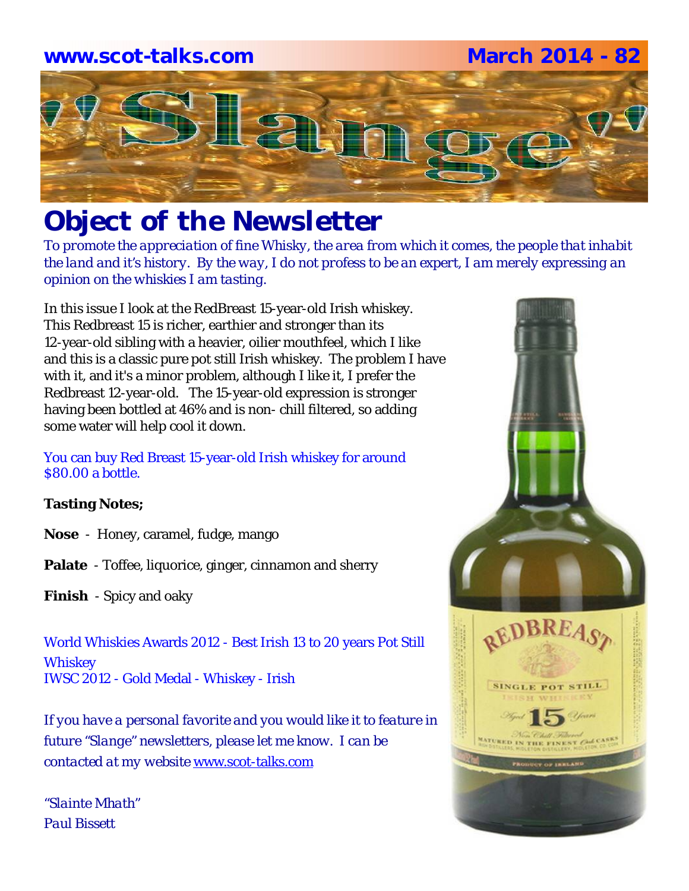www.scot-talks.com March 2014 - 82

# "Slange"

# Object of the Newsletter

*To promote the appreciation of fine Whisky, the area from which it comes, the people that inhabit the land and it's history. By the way, I do not profess to be an expert, I am merely expressing an opinion on the whiskies I am tasting.*

In this issue I look at the RedBreast 15-year-old Irish whiskey. This Redbreast 15 is richer, earthier and stronger than its 12-year-old sibling with a heavier, oilier mouthfeel, which I like and this is a classic pure pot still Irish whiskey. The problem I have with it, and it's a minor problem, although I like it, I prefer the Redbreast 12-year-old. The 15-year-old expression is stronger having been bottled at 46% and is non- chill filtered, so adding some water will help cool it down.

You can buy Red Breast 15-year-old Irish whiskey for around $80.00 a bottle.

**Tasting Notes;**

**Nose** - Honey, caramel, fudge, mango

**Palate** - Toffee, liquorice, ginger, cinnamon and sherry

**Finish** - Spicy and oaky

World Whiskies Awards 2012 - Best Irish 13 to 20 years Pot Still Whiskey
IWSC 2012 - Gold Medal - Whiskey - Irish

*If you have a personal favorite and you would like it to feature in future "Slange" newsletters, please let me know. I can be contacted at my website www.scot-talks.com*

*"Slainte Mhath"*
*Paul Bissett*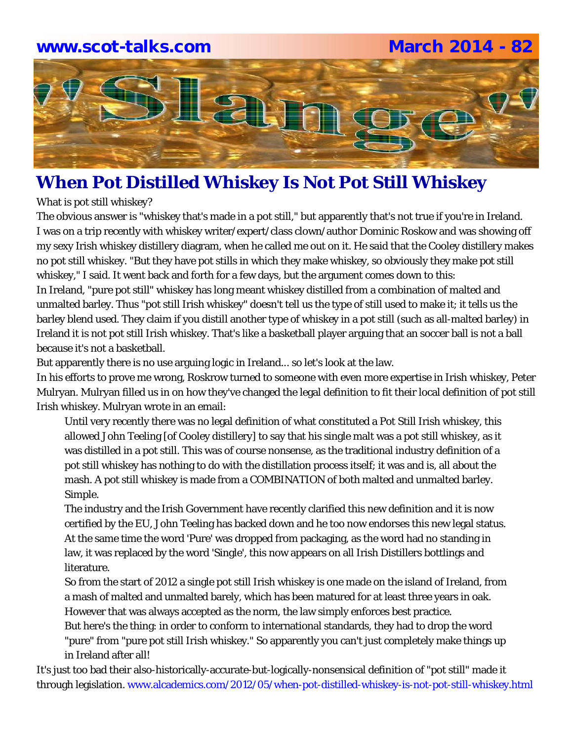## When Pot Distilled Whiskey Is Not Pot Still Whiskey

What is pot still whiskey?

The obvious answer is "whiskey that's made in a pot still," but apparently that's not true if you're in Ireland. I was on a trip recently with whiskey writer/expert/class clown/author Dominic Roskow and was showing off my sexy Irish whiskey distillery diagram, when he called me out on it. He said that the Cooley distillery makes no pot still whiskey. "But they have pot stills in which they make whiskey, so obviously they make pot still whiskey," I said. It went back and forth for a few days, but the argument comes down to this:

In Ireland, "pure pot still" whiskey has long meant whiskey distilled from a combination of malted and unmalted barley. Thus "pot still Irish whiskey" doesn't tell us the type of still used to make it; it tells us the barley blend used. They claim if you distill another type of whiskey in a pot still (such as all-malted barley) in Ireland it is not pot still Irish whiskey. That's like a basketball player arguing that an soccer ball is not a ball because it's not a basketball.

But apparently there is no use arguing logic in Ireland... so let's look at the law.

In his efforts to prove me wrong, Roskrow turned to someone with even more expertise in Irish whiskey, Peter Mulryan. Mulryan filled us in on how they've changed the legal definition to fit their local definition of pot still Irish whiskey. Mulryan wrote in an email:

> Until very recently there was no legal definition of what constituted a Pot Still Irish whiskey, this allowed John Teeling [of Cooley distillery] to say that his single malt was a pot still whiskey, as it was distilled in a pot still. This was of course nonsense, as the traditional industry definition of a pot still whiskey has nothing to do with the distillation process itself; it was and is, all about the mash. A pot still whiskey is made from a COMBINATION of both malted and unmalted barley. Simple.
>
> The industry and the Irish Government have recently clarified this new definition and it is now certified by the EU, John Teeling has backed down and he too now endorses this new legal status. At the same time the word 'Pure' was dropped from packaging, as the word had no standing in law, it was replaced by the word 'Single', this now appears on all Irish Distillers bottlings and literature.
>
> So from the start of 2012 a single pot still Irish whiskey is one made on the island of Ireland, from a mash of malted and unmalted barely, which has been matured for at least three years in oak. However that was always accepted as the norm, the law simply enforces best practice.
>
> But here's the thing: in order to conform to international standards, they had to drop the word "pure" from "pure pot still Irish whiskey." So apparently you can't just completely make things up in Ireland after all!

It's just too bad their also-historically-accurate-but-logically-nonsensical definition of "pot still" made it through legislation. www.alcademics.com/2012/05/when-pot-distilled-whiskey-is-not-pot-still-whiskey.html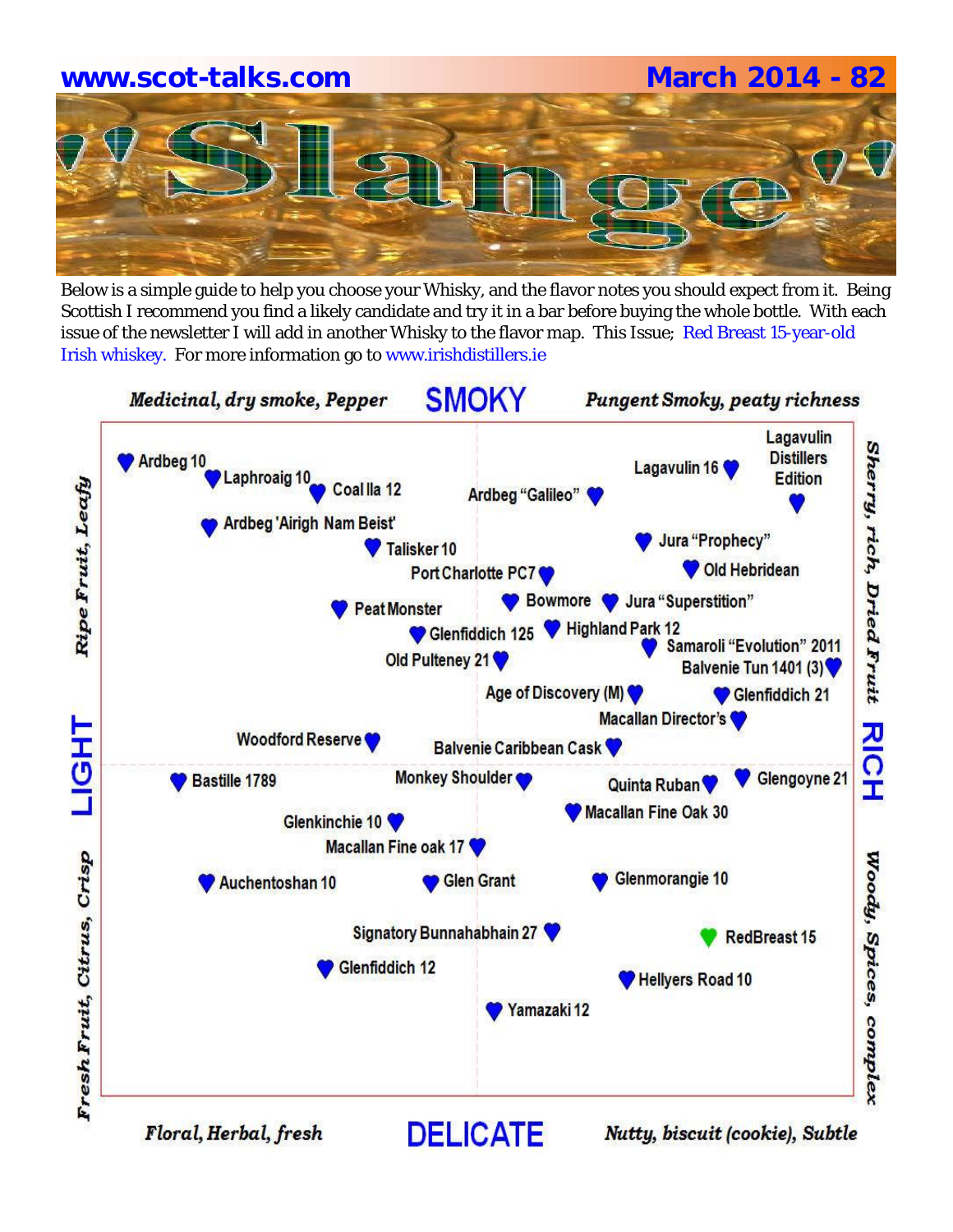# Slange

Below is a simple guide to help you choose your Whisky, and the flavor notes you should expect from it. Being Scottish I recommend you find a likely candidate and try it in a bar before buying the whole bottle. With each issue of the newsletter I will add in another Whisky to the flavor map. This Issue; Red Breast 15-year-old Irish whiskey. For more information go to www.irishdistillers.ie

**SMOKY**

*Medicinal, dry smoke, Pepper* — *Pungent Smoky, peaty richness*

**LIGHT** — *Ripe Fruit, Leafy* / *Fresh Fruit, Citrus, Crisp*

**RICH** — *Sherry, rich, Dried Fruit* / *Woody, Spices, complex*

**DELICATE**

*Floral, Herbal, fresh* — *Nutty, biscuit (cookie), Subtle*

Ardbeg 10
Laphroaig 10
Coal Ila 12
Ardbeg 'Airigh Nam Beist'
Ardbeg "Galileo"
Lagavulin 16
Lagavulin Distillers Edition
Talisker 10
Port Charlotte PC7
Jura "Prophecy"
Old Hebridean
Peat Monster
Bowmore
Jura "Superstition"
Glenfiddich 125
Highland Park 12
Old Pulteney 21
Samaroli "Evolution" 2011
Balvenie Tun 1401 (3)
Age of Discovery (M)
Glenfiddich 21
Macallan Director's
Woodford Reserve
Balvenie Caribbean Cask
Bastille 1789
Monkey Shoulder
Quinta Ruban
Glengoyne 21
Glenkinchie 10
Macallan Fine Oak 30
Macallan Fine oak 17
Auchentoshan 10
Glen Grant
Glenmorangie 10
Signatory Bunnahabhain 27
RedBreast 15
Glenfiddich 12
Hellyers Road 10
Yamazaki 12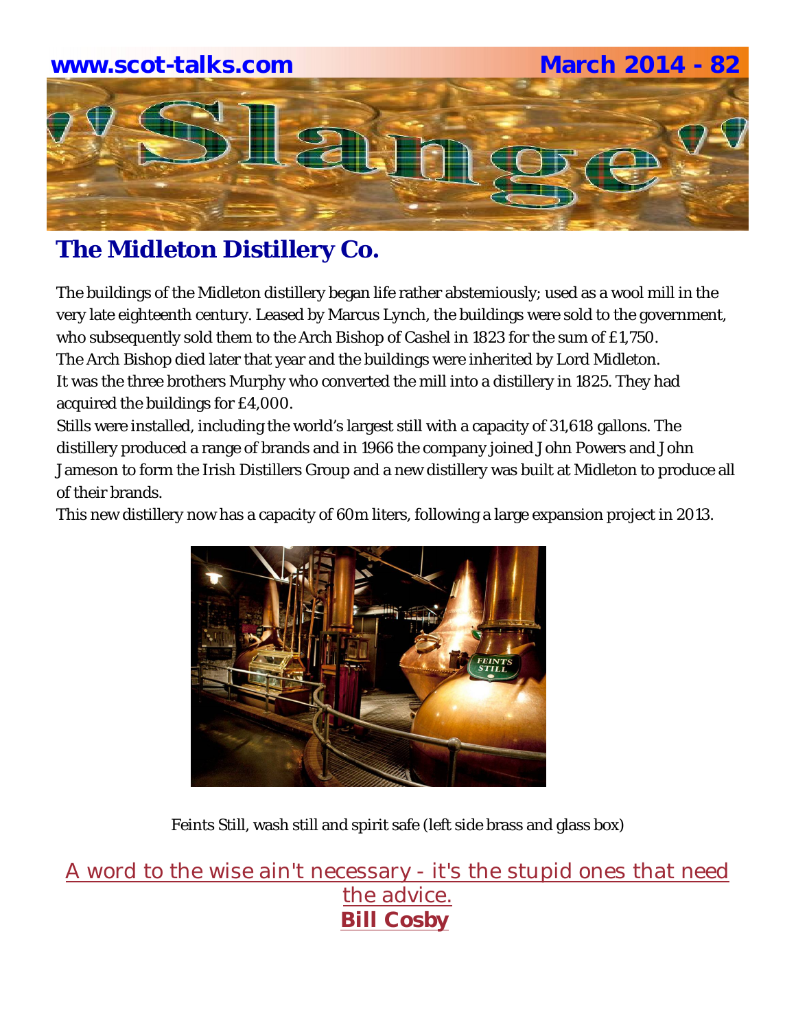## The Midleton Distillery Co.

The buildings of the Midleton distillery began life rather abstemiously; used as a wool mill in the very late eighteenth century. Leased by Marcus Lynch, the buildings were sold to the government, who subsequently sold them to the Arch Bishop of Cashel in 1823 for the sum of £1,750.
The Arch Bishop died later that year and the buildings were inherited by Lord Midleton.
It was the three brothers Murphy who converted the mill into a distillery in 1825. They had acquired the buildings for £4,000.
Stills were installed, including the world's largest still with a capacity of 31,618 gallons. The distillery produced a range of brands and in 1966 the company joined John Powers and John Jameson to form the Irish Distillers Group and a new distillery was built at Midleton to produce all of their brands.
This new distillery now has a capacity of 60m liters, following a large expansion project in 2013.

Feints Still, wash still and spirit safe (left side brass and glass box)

A word to the wise ain't necessary - it's the stupid ones that need the advice.
**Bill Cosby**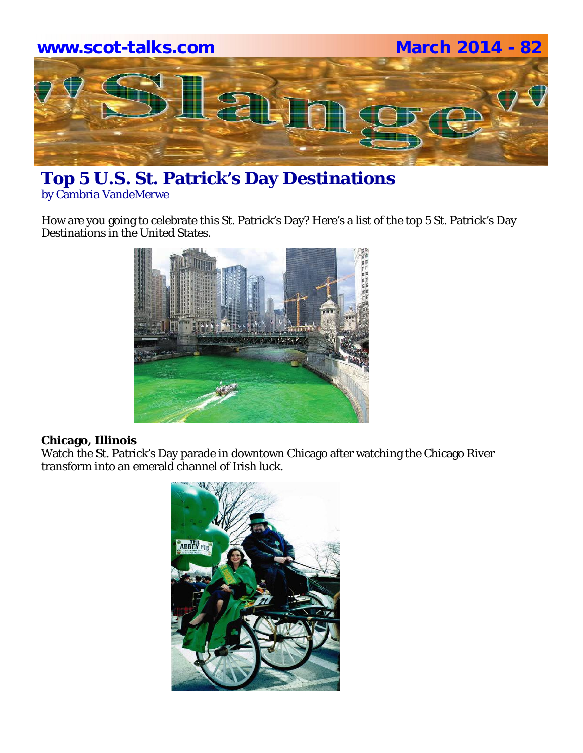## Top 5 U.S. St. Patrick's Day Destinations

by Cambria VandeMerwe

How are you going to celebrate this St. Patrick's Day? Here's a list of the top 5 St. Patrick's Day Destinations in the United States.

**Chicago, Illinois**

Watch the St. Patrick's Day parade in downtown Chicago after watching the Chicago River transform into an emerald channel of Irish luck.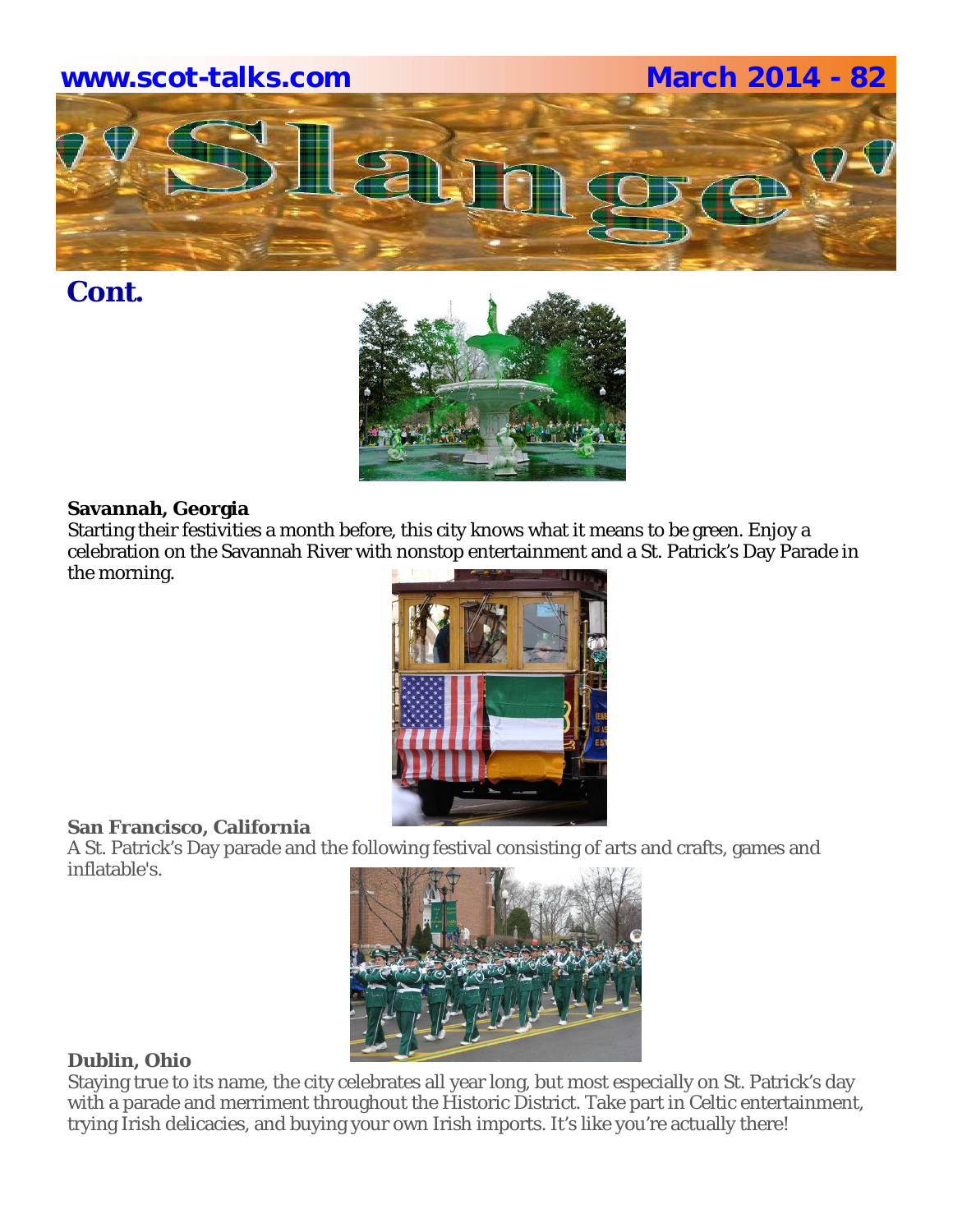# Cont.

**Savannah, Georgia**

Starting their festivities a month before, this city knows what it means to be green. Enjoy a celebration on the Savannah River with nonstop entertainment and a St. Patrick's Day Parade in the morning.

**San Francisco, California**

A St. Patrick's Day parade and the following festival consisting of arts and crafts, games and inflatable's.

**Dublin, Ohio**

Staying true to its name, the city celebrates all year long, but most especially on St. Patrick's day with a parade and merriment throughout the Historic District. Take part in Celtic entertainment, trying Irish delicacies, and buying your own Irish imports. It's like you're actually there!